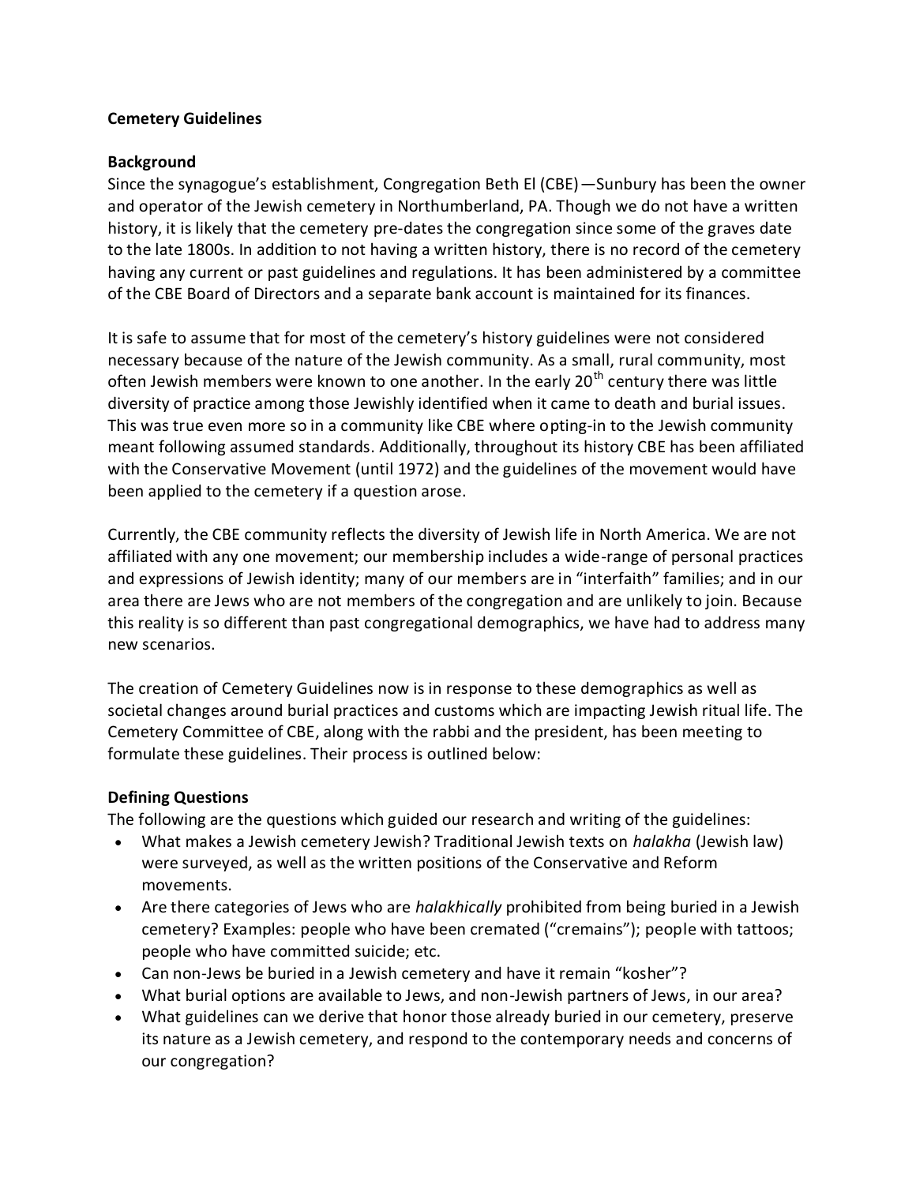**Cemetery Guidelines**

**Background**

Since the synagogue's establishment, Congregation Beth El (CBE)—Sunbury has been the owner and operator of the Jewish cemetery in Northumberland, PA. Though we do not have a written history, it is likely that the cemetery pre-dates the congregation since some of the graves date to the late 1800s. In addition to not having a written history, there is no record of the cemetery having any current or past guidelines and regulations. It has been administered by a committee of the CBE Board of Directors and a separate bank account is maintained for its finances.

It is safe to assume that for most of the cemetery's history guidelines were not considered necessary because of the nature of the Jewish community. As a small, rural community, most often Jewish members were known to one another. In the early 20th century there was little diversity of practice among those Jewishly identified when it came to death and burial issues. This was true even more so in a community like CBE where opting-in to the Jewish community meant following assumed standards. Additionally, throughout its history CBE has been affiliated with the Conservative Movement (until 1972) and the guidelines of the movement would have been applied to the cemetery if a question arose.

Currently, the CBE community reflects the diversity of Jewish life in North America. We are not affiliated with any one movement; our membership includes a wide-range of personal practices and expressions of Jewish identity; many of our members are in "interfaith" families; and in our area there are Jews who are not members of the congregation and are unlikely to join. Because this reality is so different than past congregational demographics, we have had to address many new scenarios.

The creation of Cemetery Guidelines now is in response to these demographics as well as societal changes around burial practices and customs which are impacting Jewish ritual life. The Cemetery Committee of CBE, along with the rabbi and the president, has been meeting to formulate these guidelines. Their process is outlined below:

**Defining Questions**

The following are the questions which guided our research and writing of the guidelines:

- What makes a Jewish cemetery Jewish? Traditional Jewish texts on *halakha* (Jewish law) were surveyed, as well as the written positions of the Conservative and Reform movements.
- Are there categories of Jews who are *halakhically* prohibited from being buried in a Jewish cemetery? Examples: people who have been cremated ("cremains"); people with tattoos; people who have committed suicide; etc.
- Can non-Jews be buried in a Jewish cemetery and have it remain "kosher"?
- What burial options are available to Jews, and non-Jewish partners of Jews, in our area?
- What guidelines can we derive that honor those already buried in our cemetery, preserve its nature as a Jewish cemetery, and respond to the contemporary needs and concerns of our congregation?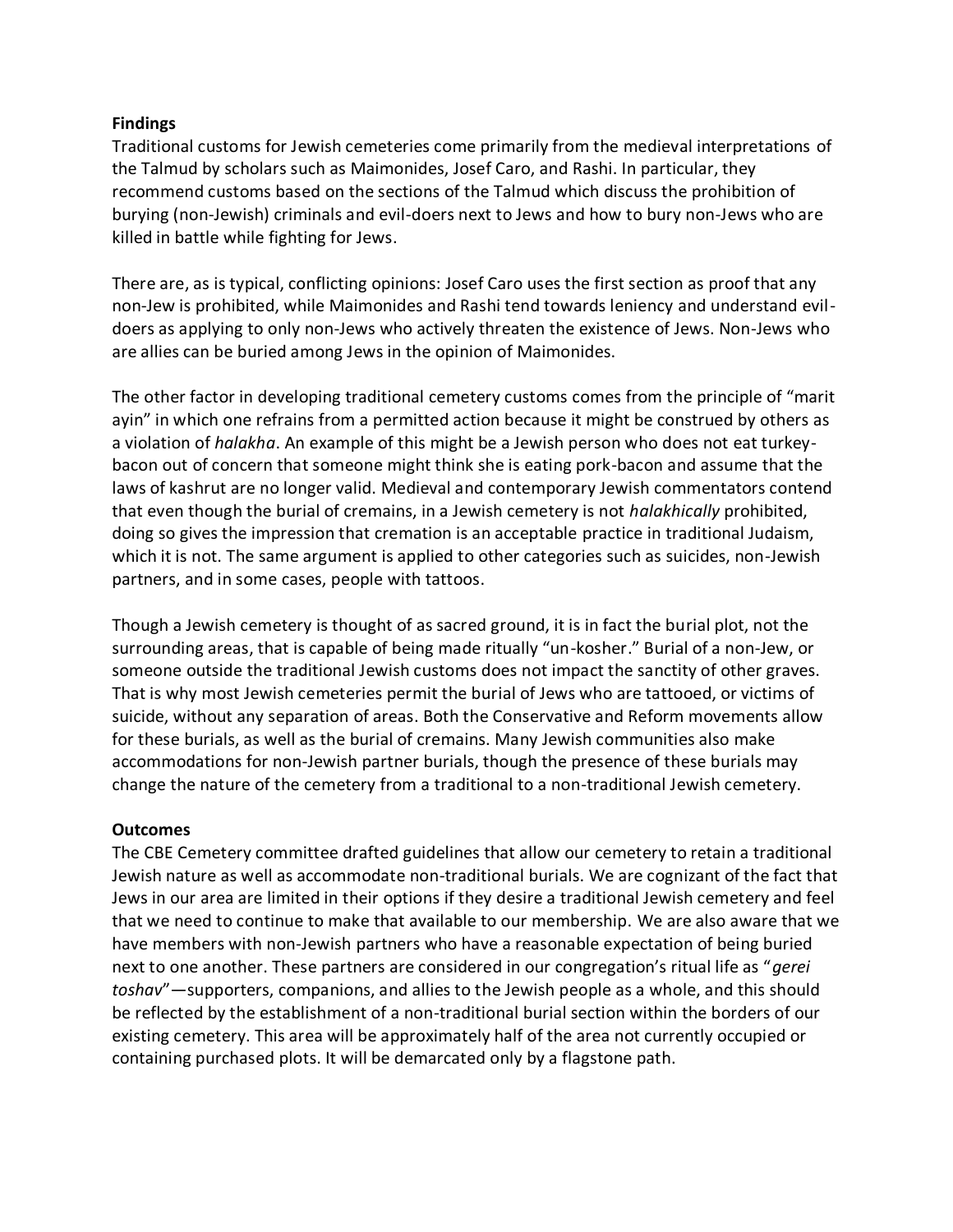**Findings**

Traditional customs for Jewish cemeteries come primarily from the medieval interpretations of the Talmud by scholars such as Maimonides, Josef Caro, and Rashi. In particular, they recommend customs based on the sections of the Talmud which discuss the prohibition of burying (non-Jewish) criminals and evil-doers next to Jews and how to bury non-Jews who are killed in battle while fighting for Jews.

There are, as is typical, conflicting opinions: Josef Caro uses the first section as proof that any non-Jew is prohibited, while Maimonides and Rashi tend towards leniency and understand evil-doers as applying to only non-Jews who actively threaten the existence of Jews. Non-Jews who are allies can be buried among Jews in the opinion of Maimonides.

The other factor in developing traditional cemetery customs comes from the principle of "marit ayin" in which one refrains from a permitted action because it might be construed by others as a violation of *halakha*. An example of this might be a Jewish person who does not eat turkey-bacon out of concern that someone might think she is eating pork-bacon and assume that the laws of kashrut are no longer valid. Medieval and contemporary Jewish commentators contend that even though the burial of cremains, in a Jewish cemetery is not *halakhically* prohibited, doing so gives the impression that cremation is an acceptable practice in traditional Judaism, which it is not. The same argument is applied to other categories such as suicides, non-Jewish partners, and in some cases, people with tattoos.

Though a Jewish cemetery is thought of as sacred ground, it is in fact the burial plot, not the surrounding areas, that is capable of being made ritually "un-kosher." Burial of a non-Jew, or someone outside the traditional Jewish customs does not impact the sanctity of other graves. That is why most Jewish cemeteries permit the burial of Jews who are tattooed, or victims of suicide, without any separation of areas. Both the Conservative and Reform movements allow for these burials, as well as the burial of cremains. Many Jewish communities also make accommodations for non-Jewish partner burials, though the presence of these burials may change the nature of the cemetery from a traditional to a non-traditional Jewish cemetery.

**Outcomes**

The CBE Cemetery committee drafted guidelines that allow our cemetery to retain a traditional Jewish nature as well as accommodate non-traditional burials. We are cognizant of the fact that Jews in our area are limited in their options if they desire a traditional Jewish cemetery and feel that we need to continue to make that available to our membership. We are also aware that we have members with non-Jewish partners who have a reasonable expectation of being buried next to one another. These partners are considered in our congregation's ritual life as "*gerei toshav*"—supporters, companions, and allies to the Jewish people as a whole, and this should be reflected by the establishment of a non-traditional burial section within the borders of our existing cemetery. This area will be approximately half of the area not currently occupied or containing purchased plots. It will be demarcated only by a flagstone path.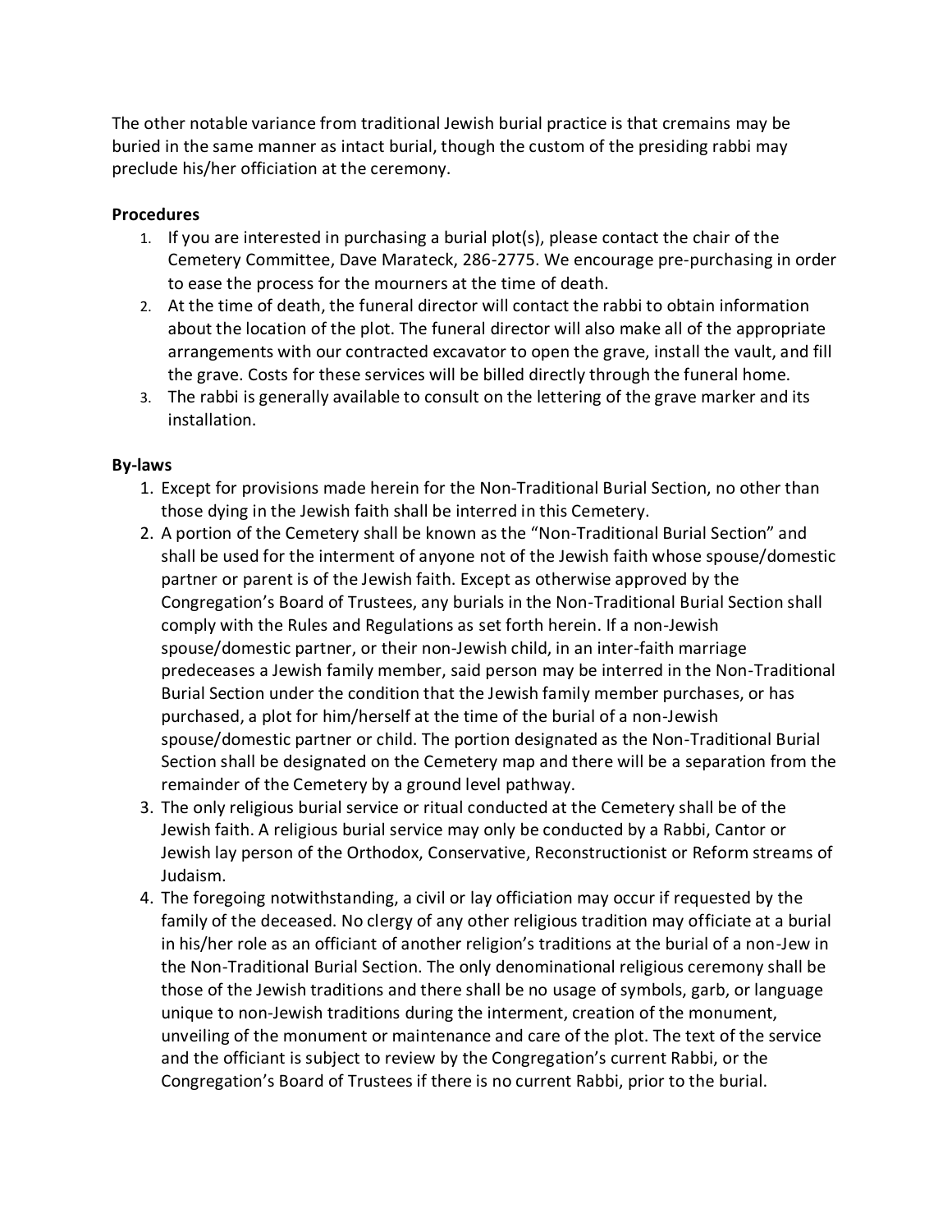The other notable variance from traditional Jewish burial practice is that cremains may be buried in the same manner as intact burial, though the custom of the presiding rabbi may preclude his/her officiation at the ceremony.

**Procedures**

1. If you are interested in purchasing a burial plot(s), please contact the chair of the Cemetery Committee, Dave Marateck, 286-2775. We encourage pre-purchasing in order to ease the process for the mourners at the time of death.
2. At the time of death, the funeral director will contact the rabbi to obtain information about the location of the plot. The funeral director will also make all of the appropriate arrangements with our contracted excavator to open the grave, install the vault, and fill the grave. Costs for these services will be billed directly through the funeral home.
3. The rabbi is generally available to consult on the lettering of the grave marker and its installation.

**By-laws**

1. Except for provisions made herein for the Non-Traditional Burial Section, no other than those dying in the Jewish faith shall be interred in this Cemetery.
2. A portion of the Cemetery shall be known as the "Non-Traditional Burial Section" and shall be used for the interment of anyone not of the Jewish faith whose spouse/domestic partner or parent is of the Jewish faith. Except as otherwise approved by the Congregation's Board of Trustees, any burials in the Non-Traditional Burial Section shall comply with the Rules and Regulations as set forth herein. If a non-Jewish spouse/domestic partner, or their non-Jewish child, in an inter-faith marriage predeceases a Jewish family member, said person may be interred in the Non-Traditional Burial Section under the condition that the Jewish family member purchases, or has purchased, a plot for him/herself at the time of the burial of a non-Jewish spouse/domestic partner or child. The portion designated as the Non-Traditional Burial Section shall be designated on the Cemetery map and there will be a separation from the remainder of the Cemetery by a ground level pathway.
3. The only religious burial service or ritual conducted at the Cemetery shall be of the Jewish faith. A religious burial service may only be conducted by a Rabbi, Cantor or Jewish lay person of the Orthodox, Conservative, Reconstructionist or Reform streams of Judaism.
4. The foregoing notwithstanding, a civil or lay officiation may occur if requested by the family of the deceased. No clergy of any other religious tradition may officiate at a burial in his/her role as an officiant of another religion's traditions at the burial of a non-Jew in the Non-Traditional Burial Section. The only denominational religious ceremony shall be those of the Jewish traditions and there shall be no usage of symbols, garb, or language unique to non-Jewish traditions during the interment, creation of the monument, unveiling of the monument or maintenance and care of the plot. The text of the service and the officiant is subject to review by the Congregation's current Rabbi, or the Congregation's Board of Trustees if there is no current Rabbi, prior to the burial.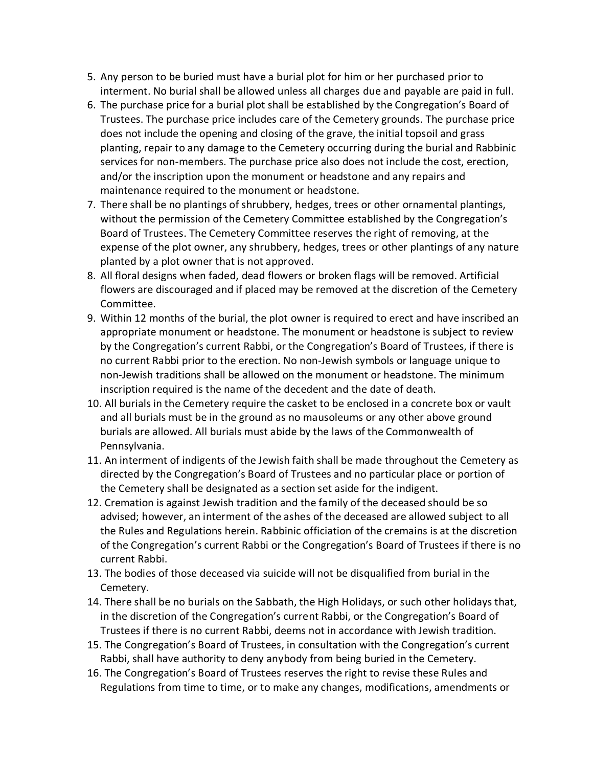5. Any person to be buried must have a burial plot for him or her purchased prior to interment. No burial shall be allowed unless all charges due and payable are paid in full.
6. The purchase price for a burial plot shall be established by the Congregation's Board of Trustees. The purchase price includes care of the Cemetery grounds. The purchase price does not include the opening and closing of the grave, the initial topsoil and grass planting, repair to any damage to the Cemetery occurring during the burial and Rabbinic services for non-members. The purchase price also does not include the cost, erection, and/or the inscription upon the monument or headstone and any repairs and maintenance required to the monument or headstone.
7. There shall be no plantings of shrubbery, hedges, trees or other ornamental plantings, without the permission of the Cemetery Committee established by the Congregation's Board of Trustees. The Cemetery Committee reserves the right of removing, at the expense of the plot owner, any shrubbery, hedges, trees or other plantings of any nature planted by a plot owner that is not approved.
8. All floral designs when faded, dead flowers or broken flags will be removed. Artificial flowers are discouraged and if placed may be removed at the discretion of the Cemetery Committee.
9. Within 12 months of the burial, the plot owner is required to erect and have inscribed an appropriate monument or headstone. The monument or headstone is subject to review by the Congregation's current Rabbi, or the Congregation's Board of Trustees, if there is no current Rabbi prior to the erection. No non-Jewish symbols or language unique to non-Jewish traditions shall be allowed on the monument or headstone. The minimum inscription required is the name of the decedent and the date of death.
10. All burials in the Cemetery require the casket to be enclosed in a concrete box or vault and all burials must be in the ground as no mausoleums or any other above ground burials are allowed. All burials must abide by the laws of the Commonwealth of Pennsylvania.
11. An interment of indigents of the Jewish faith shall be made throughout the Cemetery as directed by the Congregation's Board of Trustees and no particular place or portion of the Cemetery shall be designated as a section set aside for the indigent.
12. Cremation is against Jewish tradition and the family of the deceased should be so advised; however, an interment of the ashes of the deceased are allowed subject to all the Rules and Regulations herein. Rabbinic officiation of the cremains is at the discretion of the Congregation's current Rabbi or the Congregation's Board of Trustees if there is no current Rabbi.
13. The bodies of those deceased via suicide will not be disqualified from burial in the Cemetery.
14. There shall be no burials on the Sabbath, the High Holidays, or such other holidays that, in the discretion of the Congregation's current Rabbi, or the Congregation's Board of Trustees if there is no current Rabbi, deems not in accordance with Jewish tradition.
15. The Congregation's Board of Trustees, in consultation with the Congregation's current Rabbi, shall have authority to deny anybody from being buried in the Cemetery.
16. The Congregation's Board of Trustees reserves the right to revise these Rules and Regulations from time to time, or to make any changes, modifications, amendments or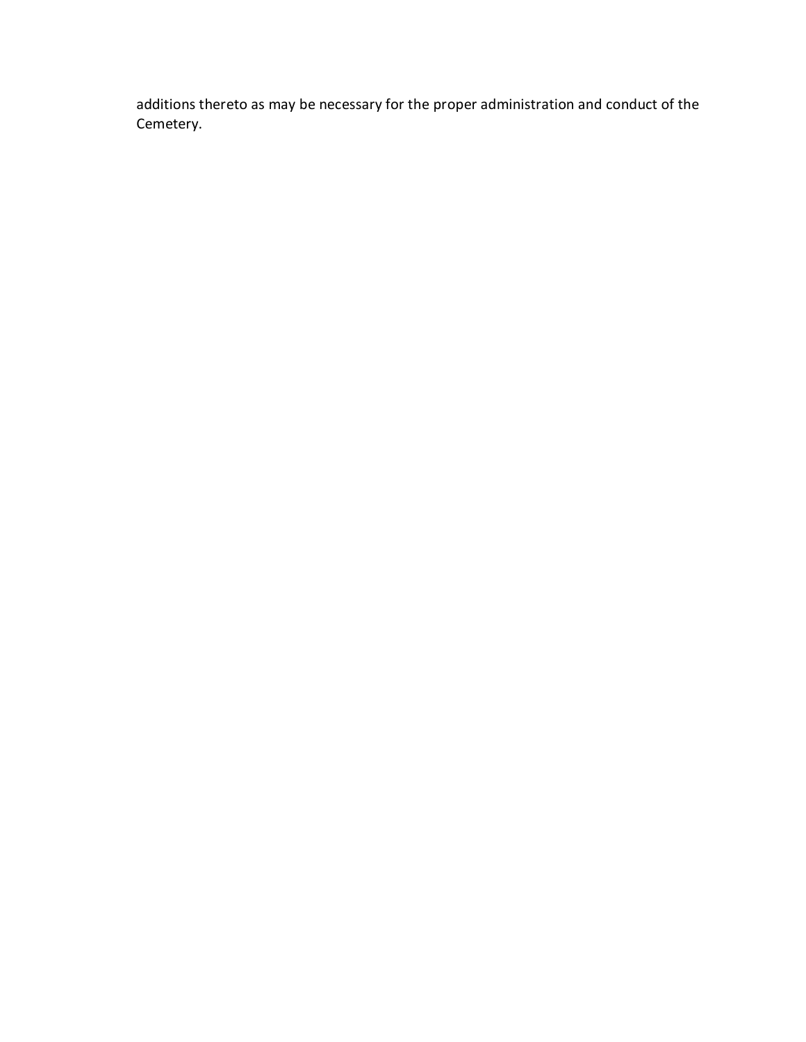additions thereto as may be necessary for the proper administration and conduct of the Cemetery.